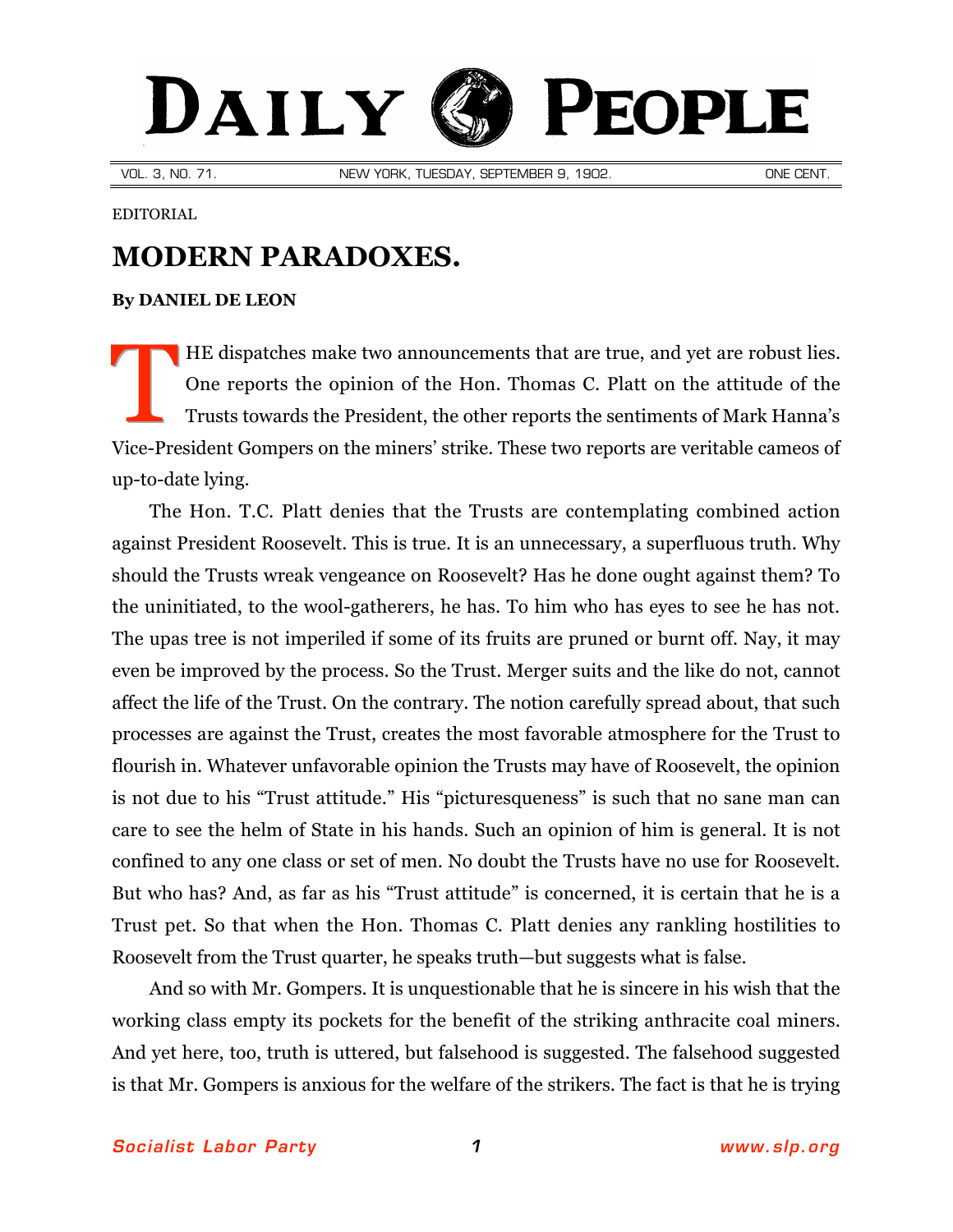# DAILY PEOPLE

VOL. 3, NO. 71. NEW YORK, TUESDAY, SEPTEMBER 9, 1902. ONE CENT.

EDITORIAL

## MODERN PARADOXES.

**By DANIEL DE LEON**

THE dispatches make two announcements that are true, and yet are robust lies. One reports the opinion of the Hon. Thomas C. Platt on the attitude of the Trusts towards the President, the other reports the sentiments of Mark Hanna's Vice-President Gompers on the miners' strike. These two reports are veritable cameos of up-to-date lying.

The Hon. T.C. Platt denies that the Trusts are contemplating combined action against President Roosevelt. This is true. It is an unnecessary, a superfluous truth. Why should the Trusts wreak vengeance on Roosevelt? Has he done ought against them? To the uninitiated, to the wool-gatherers, he has. To him who has eyes to see he has not. The upas tree is not imperiled if some of its fruits are pruned or burnt off. Nay, it may even be improved by the process. So the Trust. Merger suits and the like do not, cannot affect the life of the Trust. On the contrary. The notion carefully spread about, that such processes are against the Trust, creates the most favorable atmosphere for the Trust to flourish in. Whatever unfavorable opinion the Trusts may have of Roosevelt, the opinion is not due to his "Trust attitude." His "picturesqueness" is such that no sane man can care to see the helm of State in his hands. Such an opinion of him is general. It is not confined to any one class or set of men. No doubt the Trusts have no use for Roosevelt. But who has? And, as far as his "Trust attitude" is concerned, it is certain that he is a Trust pet. So that when the Hon. Thomas C. Platt denies any rankling hostilities to Roosevelt from the Trust quarter, he speaks truth—but suggests what is false.

And so with Mr. Gompers. It is unquestionable that he is sincere in his wish that the working class empty its pockets for the benefit of the striking anthracite coal miners. And yet here, too, truth is uttered, but falsehood is suggested. The falsehood suggested is that Mr. Gompers is anxious for the welfare of the strikers. The fact is that he is trying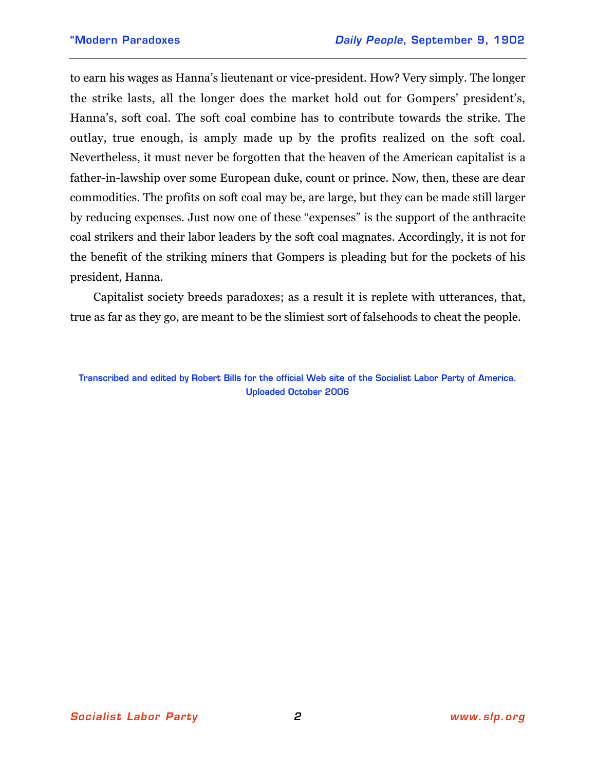to earn his wages as Hanna's lieutenant or vice-president. How? Very simply. The longer the strike lasts, all the longer does the market hold out for Gompers' president's, Hanna's, soft coal. The soft coal combine has to contribute towards the strike. The outlay, true enough, is amply made up by the profits realized on the soft coal. Nevertheless, it must never be forgotten that the heaven of the American capitalist is a father-in-lawship over some European duke, count or prince. Now, then, these are dear commodities. The profits on soft coal may be, are large, but they can be made still larger by reducing expenses. Just now one of these "expenses" is the support of the anthracite coal strikers and their labor leaders by the soft coal magnates. Accordingly, it is not for the benefit of the striking miners that Gompers is pleading but for the pockets of his president, Hanna.

Capitalist society breeds paradoxes; as a result it is replete with utterances, that, true as far as they go, are meant to be the slimiest sort of falsehoods to cheat the people.

Transcribed and edited by Robert Bills for the official Web site of the Socialist Labor Party of America.
Uploaded October 2006